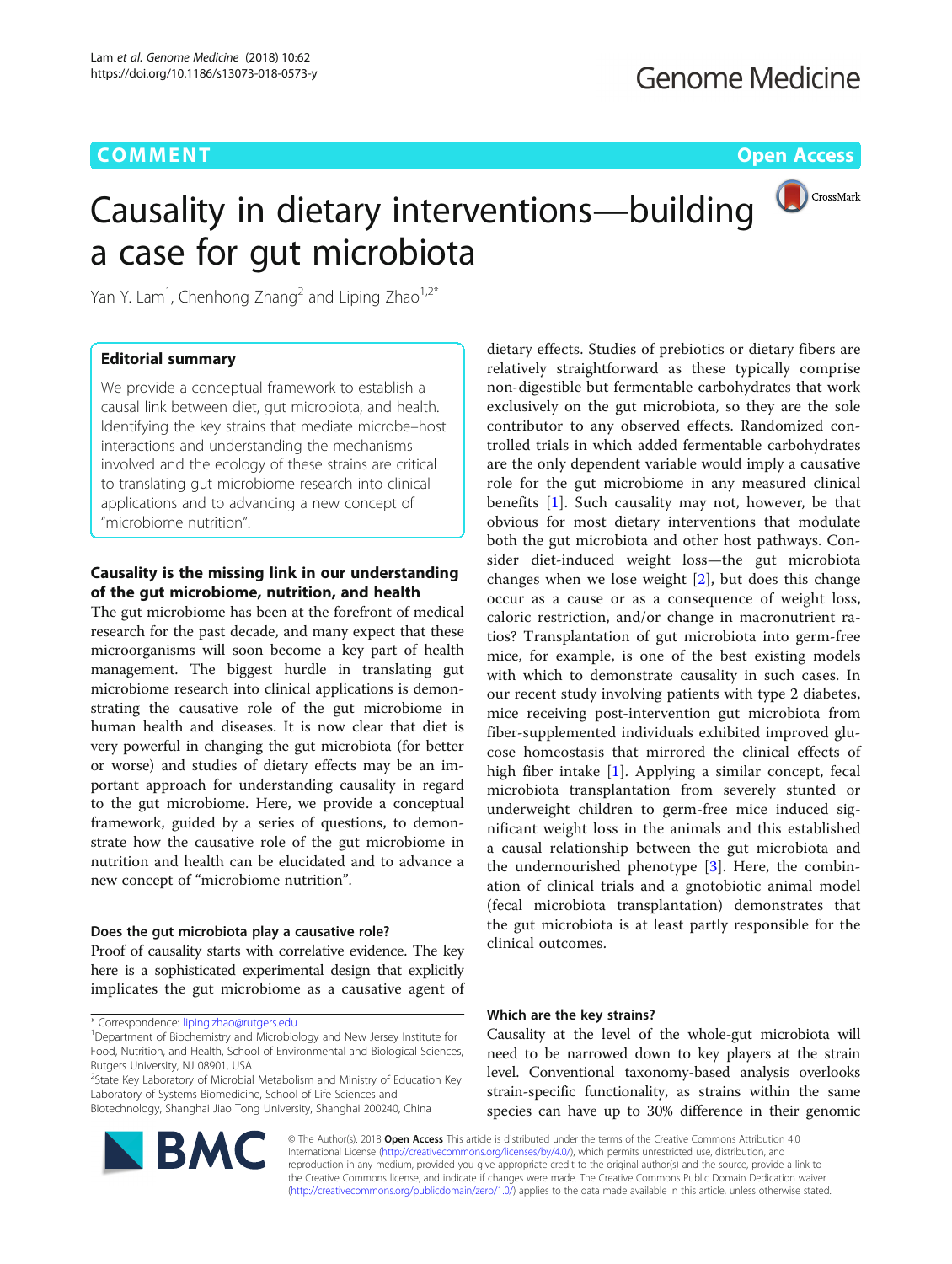**COMMENT** **Open Access**

# Causality in dietary interventions—building a case for gut microbiota

Yan Y. Lam[1], Chenhong Zhang[2] and Liping Zhao[1,2*]

## Editorial summary

We provide a conceptual framework to establish a causal link between diet, gut microbiota, and health. Identifying the key strains that mediate microbe–host interactions and understanding the mechanisms involved and the ecology of these strains are critical to translating gut microbiome research into clinical applications and to advancing a new concept of "microbiome nutrition".

## Causality is the missing link in our understanding of the gut microbiome, nutrition, and health

The gut microbiome has been at the forefront of medical research for the past decade, and many expect that these microorganisms will soon become a key part of health management. The biggest hurdle in translating gut microbiome research into clinical applications is demonstrating the causative role of the gut microbiome in human health and diseases. It is now clear that diet is very powerful in changing the gut microbiota (for better or worse) and studies of dietary effects may be an important approach for understanding causality in regard to the gut microbiome. Here, we provide a conceptual framework, guided by a series of questions, to demonstrate how the causative role of the gut microbiome in nutrition and health can be elucidated and to advance a new concept of "microbiome nutrition".

### Does the gut microbiota play a causative role?

Proof of causality starts with correlative evidence. The key here is a sophisticated experimental design that explicitly implicates the gut microbiome as a causative agent of dietary effects. Studies of prebiotics or dietary fibers are relatively straightforward as these typically comprise non-digestible but fermentable carbohydrates that work exclusively on the gut microbiota, so they are the sole contributor to any observed effects. Randomized controlled trials in which added fermentable carbohydrates are the only dependent variable would imply a causative role for the gut microbiome in any measured clinical benefits [1]. Such causality may not, however, be that obvious for most dietary interventions that modulate both the gut microbiota and other host pathways. Consider diet-induced weight loss—the gut microbiota changes when we lose weight [2], but does this change occur as a cause or as a consequence of weight loss, caloric restriction, and/or change in macronutrient ratios? Transplantation of gut microbiota into germ-free mice, for example, is one of the best existing models with which to demonstrate causality in such cases. In our recent study involving patients with type 2 diabetes, mice receiving post-intervention gut microbiota from fiber-supplemented individuals exhibited improved glucose homeostasis that mirrored the clinical effects of high fiber intake [1]. Applying a similar concept, fecal microbiota transplantation from severely stunted or underweight children to germ-free mice induced significant weight loss in the animals and this established a causal relationship between the gut microbiota and the undernourished phenotype [3]. Here, the combination of clinical trials and a gnotobiotic animal model (fecal microbiota transplantation) demonstrates that the gut microbiota is at least partly responsible for the clinical outcomes.

### Which are the key strains?

Causality at the level of the whole-gut microbiota will need to be narrowed down to key players at the strain level. Conventional taxonomy-based analysis overlooks strain-specific functionality, as strains within the same species can have up to 30% difference in their genomic

\* Correspondence: liping.zhao@rutgers.edu

[1]Department of Biochemistry and Microbiology and New Jersey Institute for Food, Nutrition, and Health, School of Environmental and Biological Sciences, Rutgers University, NJ 08901, USA

[2]State Key Laboratory of Microbial Metabolism and Ministry of Education Key Laboratory of Systems Biomedicine, School of Life Sciences and Biotechnology, Shanghai Jiao Tong University, Shanghai 200240, China

© The Author(s). 2018 **Open Access** This article is distributed under the terms of the Creative Commons Attribution 4.0 International License (http://creativecommons.org/licenses/by/4.0/), which permits unrestricted use, distribution, and reproduction in any medium, provided you give appropriate credit to the original author(s) and the source, provide a link to the Creative Commons license, and indicate if changes were made. The Creative Commons Public Domain Dedication waiver (http://creativecommons.org/publicdomain/zero/1.0/) applies to the data made available in this article, unless otherwise stated.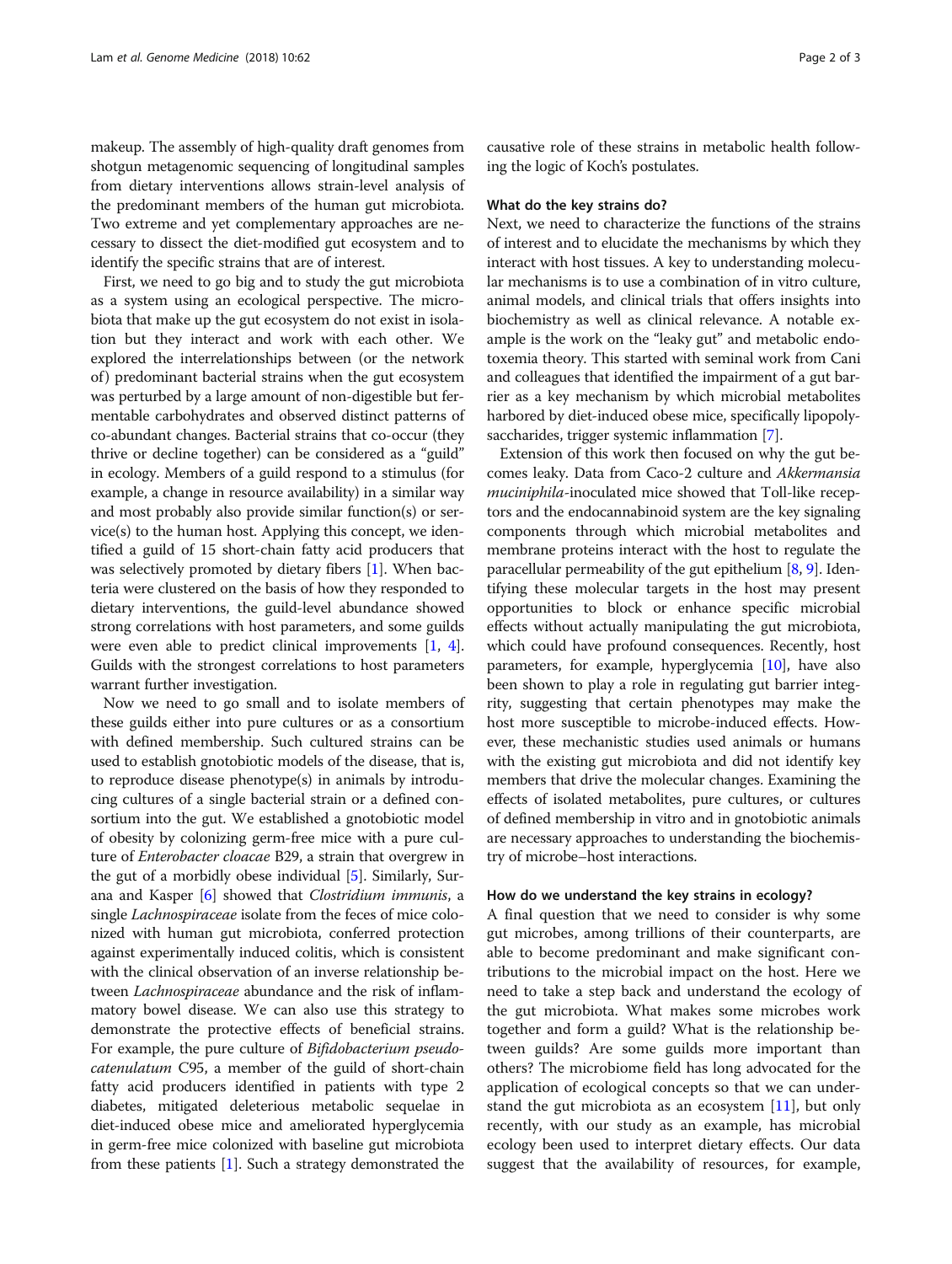makeup. The assembly of high-quality draft genomes from shotgun metagenomic sequencing of longitudinal samples from dietary interventions allows strain-level analysis of the predominant members of the human gut microbiota. Two extreme and yet complementary approaches are necessary to dissect the diet-modified gut ecosystem and to identify the specific strains that are of interest.

First, we need to go big and to study the gut microbiota as a system using an ecological perspective. The microbiota that make up the gut ecosystem do not exist in isolation but they interact and work with each other. We explored the interrelationships between (or the network of) predominant bacterial strains when the gut ecosystem was perturbed by a large amount of non-digestible but fermentable carbohydrates and observed distinct patterns of co-abundant changes. Bacterial strains that co-occur (they thrive or decline together) can be considered as a "guild" in ecology. Members of a guild respond to a stimulus (for example, a change in resource availability) in a similar way and most probably also provide similar function(s) or service(s) to the human host. Applying this concept, we identified a guild of 15 short-chain fatty acid producers that was selectively promoted by dietary fibers [1]. When bacteria were clustered on the basis of how they responded to dietary interventions, the guild-level abundance showed strong correlations with host parameters, and some guilds were even able to predict clinical improvements [1, 4]. Guilds with the strongest correlations to host parameters warrant further investigation.

Now we need to go small and to isolate members of these guilds either into pure cultures or as a consortium with defined membership. Such cultured strains can be used to establish gnotobiotic models of the disease, that is, to reproduce disease phenotype(s) in animals by introducing cultures of a single bacterial strain or a defined consortium into the gut. We established a gnotobiotic model of obesity by colonizing germ-free mice with a pure culture of *Enterobacter cloacae* B29, a strain that overgrew in the gut of a morbidly obese individual [5]. Similarly, Surana and Kasper [6] showed that *Clostridium immunis*, a single *Lachnospiraceae* isolate from the feces of mice colonized with human gut microbiota, conferred protection against experimentally induced colitis, which is consistent with the clinical observation of an inverse relationship between *Lachnospiraceae* abundance and the risk of inflammatory bowel disease. We can also use this strategy to demonstrate the protective effects of beneficial strains. For example, the pure culture of *Bifidobacterium pseudocatenulatum* C95, a member of the guild of short-chain fatty acid producers identified in patients with type 2 diabetes, mitigated deleterious metabolic sequelae in diet-induced obese mice and ameliorated hyperglycemia in germ-free mice colonized with baseline gut microbiota from these patients [1]. Such a strategy demonstrated the causative role of these strains in metabolic health following the logic of Koch's postulates.

## What do the key strains do?

Next, we need to characterize the functions of the strains of interest and to elucidate the mechanisms by which they interact with host tissues. A key to understanding molecular mechanisms is to use a combination of in vitro culture, animal models, and clinical trials that offers insights into biochemistry as well as clinical relevance. A notable example is the work on the "leaky gut" and metabolic endotoxemia theory. This started with seminal work from Cani and colleagues that identified the impairment of a gut barrier as a key mechanism by which microbial metabolites harbored by diet-induced obese mice, specifically lipopolysaccharides, trigger systemic inflammation [7].

Extension of this work then focused on why the gut becomes leaky. Data from Caco-2 culture and *Akkermansia muciniphila*-inoculated mice showed that Toll-like receptors and the endocannabinoid system are the key signaling components through which microbial metabolites and membrane proteins interact with the host to regulate the paracellular permeability of the gut epithelium [8, 9]. Identifying these molecular targets in the host may present opportunities to block or enhance specific microbial effects without actually manipulating the gut microbiota, which could have profound consequences. Recently, host parameters, for example, hyperglycemia [10], have also been shown to play a role in regulating gut barrier integrity, suggesting that certain phenotypes may make the host more susceptible to microbe-induced effects. However, these mechanistic studies used animals or humans with the existing gut microbiota and did not identify key members that drive the molecular changes. Examining the effects of isolated metabolites, pure cultures, or cultures of defined membership in vitro and in gnotobiotic animals are necessary approaches to understanding the biochemistry of microbe–host interactions.

## How do we understand the key strains in ecology?

A final question that we need to consider is why some gut microbes, among trillions of their counterparts, are able to become predominant and make significant contributions to the microbial impact on the host. Here we need to take a step back and understand the ecology of the gut microbiota. What makes some microbes work together and form a guild? What is the relationship between guilds? Are some guilds more important than others? The microbiome field has long advocated for the application of ecological concepts so that we can understand the gut microbiota as an ecosystem [11], but only recently, with our study as an example, has microbial ecology been used to interpret dietary effects. Our data suggest that the availability of resources, for example,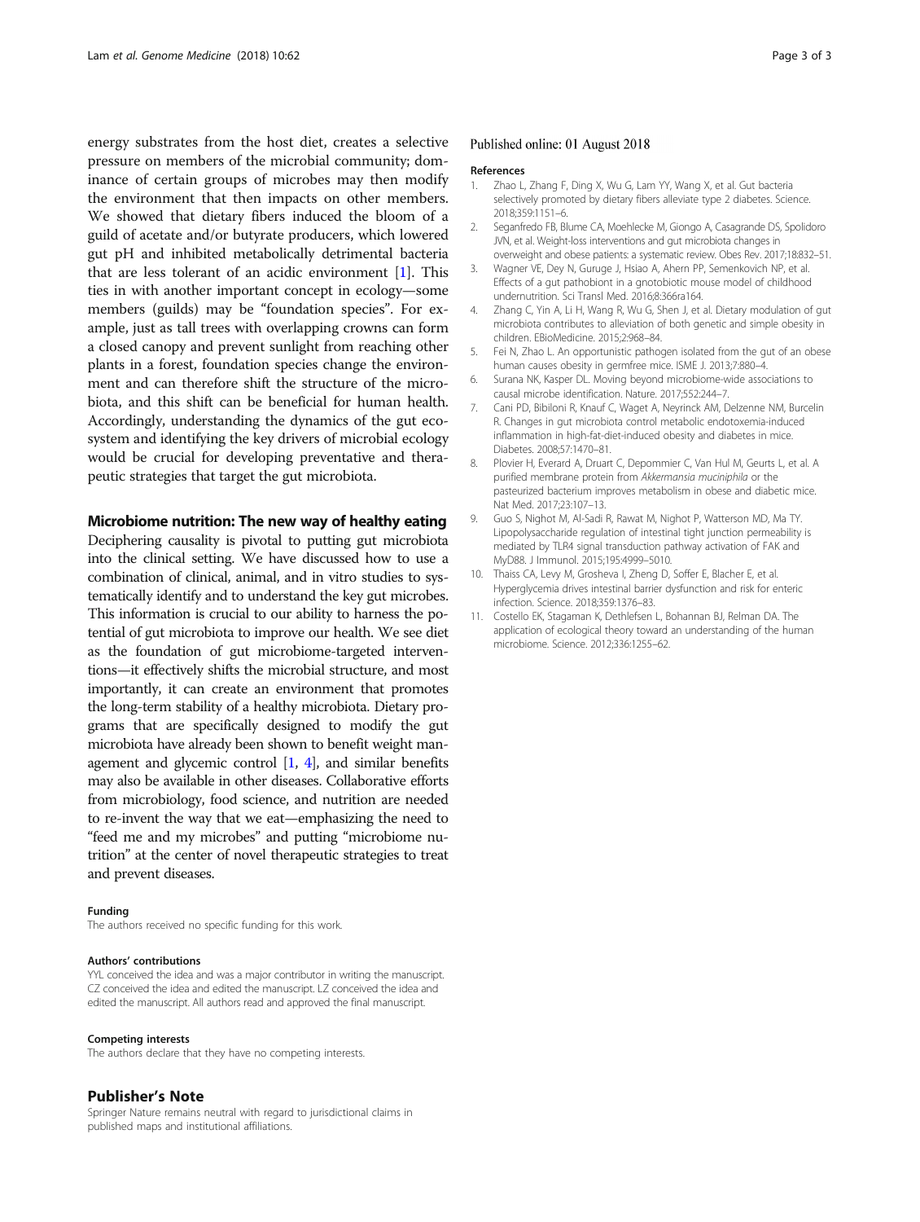energy substrates from the host diet, creates a selective pressure on members of the microbial community; dominance of certain groups of microbes may then modify the environment that then impacts on other members. We showed that dietary fibers induced the bloom of a guild of acetate and/or butyrate producers, which lowered gut pH and inhibited metabolically detrimental bacteria that are less tolerant of an acidic environment [1]. This ties in with another important concept in ecology—some members (guilds) may be "foundation species". For example, just as tall trees with overlapping crowns can form a closed canopy and prevent sunlight from reaching other plants in a forest, foundation species change the environment and can therefore shift the structure of the microbiota, and this shift can be beneficial for human health. Accordingly, understanding the dynamics of the gut ecosystem and identifying the key drivers of microbial ecology would be crucial for developing preventative and therapeutic strategies that target the gut microbiota.

## Microbiome nutrition: The new way of healthy eating

Deciphering causality is pivotal to putting gut microbiota into the clinical setting. We have discussed how to use a combination of clinical, animal, and in vitro studies to systematically identify and to understand the key gut microbes. This information is crucial to our ability to harness the potential of gut microbiota to improve our health. We see diet as the foundation of gut microbiome-targeted interventions—it effectively shifts the microbial structure, and most importantly, it can create an environment that promotes the long-term stability of a healthy microbiota. Dietary programs that are specifically designed to modify the gut microbiota have already been shown to benefit weight management and glycemic control [1, 4], and similar benefits may also be available in other diseases. Collaborative efforts from microbiology, food science, and nutrition are needed to re-invent the way that we eat—emphasizing the need to "feed me and my microbes" and putting "microbiome nutrition" at the center of novel therapeutic strategies to treat and prevent diseases.

#### Funding

The authors received no specific funding for this work.

#### Authors' contributions

YYL conceived the idea and was a major contributor in writing the manuscript. CZ conceived the idea and edited the manuscript. LZ conceived the idea and edited the manuscript. All authors read and approved the final manuscript.

#### Competing interests

The authors declare that they have no competing interests.

### Publisher's Note

Springer Nature remains neutral with regard to jurisdictional claims in published maps and institutional affiliations.

Published online: 01 August 2018

#### References

1. Zhao L, Zhang F, Ding X, Wu G, Lam YY, Wang X, et al. Gut bacteria selectively promoted by dietary fibers alleviate type 2 diabetes. Science. 2018;359:1151–6.
2. Seganfredo FB, Blume CA, Moehlecke M, Giongo A, Casagrande DS, Spolidoro JVN, et al. Weight-loss interventions and gut microbiota changes in overweight and obese patients: a systematic review. Obes Rev. 2017;18:832–51.
3. Wagner VE, Dey N, Guruge J, Hsiao A, Ahern PP, Semenkovich NP, et al. Effects of a gut pathobiont in a gnotobiotic mouse model of childhood undernutrition. Sci Transl Med. 2016;8:366ra164.
4. Zhang C, Yin A, Li H, Wang R, Wu G, Shen J, et al. Dietary modulation of gut microbiota contributes to alleviation of both genetic and simple obesity in children. EBioMedicine. 2015;2:968–84.
5. Fei N, Zhao L. An opportunistic pathogen isolated from the gut of an obese human causes obesity in germfree mice. ISME J. 2013;7:880–4.
6. Surana NK, Kasper DL. Moving beyond microbiome-wide associations to causal microbe identification. Nature. 2017;552:244–7.
7. Cani PD, Bibiloni R, Knauf C, Waget A, Neyrinck AM, Delzenne NM, Burcelin R. Changes in gut microbiota control metabolic endotoxemia-induced inflammation in high-fat-diet-induced obesity and diabetes in mice. Diabetes. 2008;57:1470–81.
8. Plovier H, Everard A, Druart C, Depommier C, Van Hul M, Geurts L, et al. A purified membrane protein from *Akkermansia muciniphila* or the pasteurized bacterium improves metabolism in obese and diabetic mice. Nat Med. 2017;23:107–13.
9. Guo S, Nighot M, Al-Sadi R, Rawat M, Nighot P, Watterson MD, Ma TY. Lipopolysaccharide regulation of intestinal tight junction permeability is mediated by TLR4 signal transduction pathway activation of FAK and MyD88. J Immunol. 2015;195:4999–5010.
10. Thaiss CA, Levy M, Grosheva I, Zheng D, Soffer E, Blacher E, et al. Hyperglycemia drives intestinal barrier dysfunction and risk for enteric infection. Science. 2018;359:1376–83.
11. Costello EK, Stagaman K, Dethlefsen L, Bohannan BJ, Relman DA. The application of ecological theory toward an understanding of the human microbiome. Science. 2012;336:1255–62.